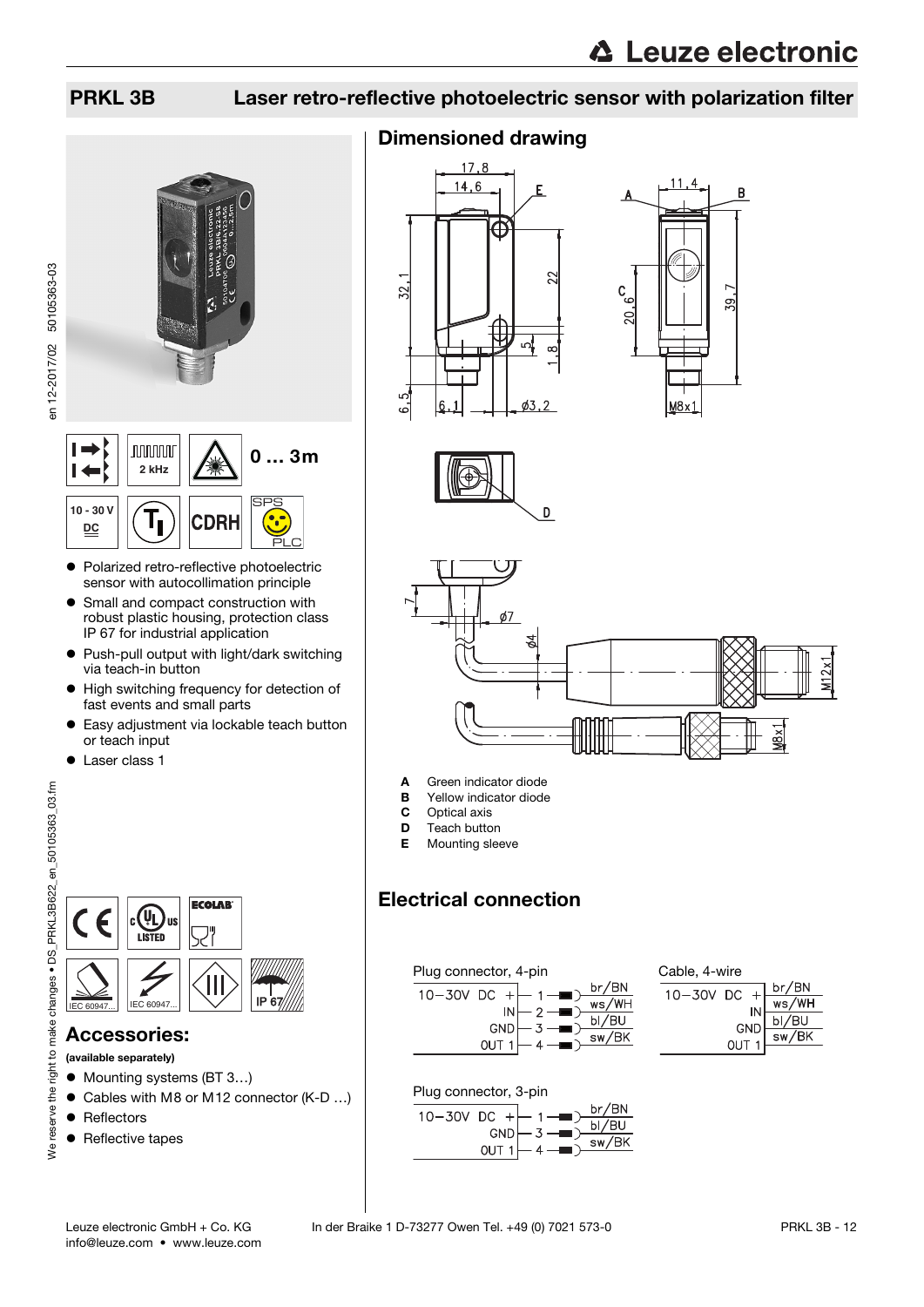# PRKL 3B Laser retro-reflective photoelectric sensor with polarization filter

2 kHz

0 … 3m

10 - 30 V DC

- Polarized retro-reflective photoelectric sensor with autocollimation principle
- Small and compact construction with robust plastic housing, protection class IP 67 for industrial application
- Push-pull output with light/dark switching via teach-in button
- High switching frequency for detection of fast events and small parts
- Easy adjustment via lockable teach button or teach input
- Laser class 1

IP 67

## Accessories:

**(available separately)**

- Mounting systems (BT 3…)
- Cables with M8 or M12 connector (K-D …)
- Reflectors
- Reflective tapes

## Dimensioned drawing

- **A** Green indicator diode
- **B** Yellow indicator diode
- **C** Optical axis
- **D** Teach button
- **E** Mounting sleeve

## Electrical connection

Plug connector, 4-pin

| Signal | Pin | Wire |
|---|---|---|
| 10–30V DC + | 1 | br/BN |
| IN | 2 | ws/WH |
| GND | 3 | bl/BU |
| OUT 1 | 4 | sw/BK |

Cable, 4-wire

| Signal | Wire |
|---|---|
| 10–30V DC + | br/BN |
| IN | ws/WH |
| GND | bl/BU |
| OUT 1 | sw/BK |

Plug connector, 3-pin

| Signal | Pin | Wire |
|---|---|---|
| 10–30V DC + | 1 | br/BN |
| GND | 3 | bl/BU |
| OUT 1 | 4 | sw/BK |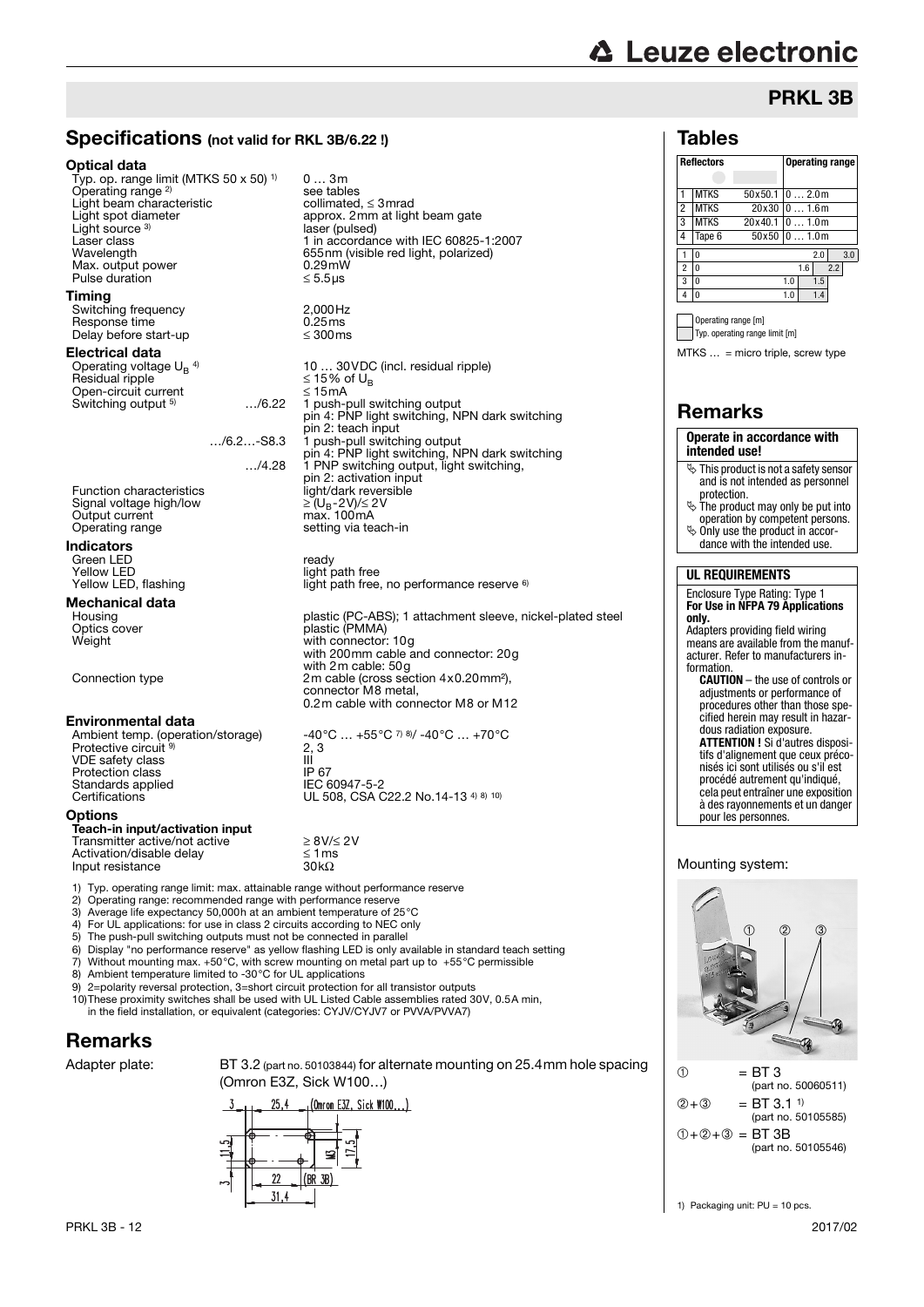# PRKL 3B

## Specifications (not valid for RKL 3B/6.22 !)

### Optical data

| | |
|---|---|
| Typ. op. range limit (MTKS 50 x 50) [1] | 0 … 3m |
| Operating range [2] | see tables |
| Light beam characteristic | collimated, ≤ 3mrad |
| Light spot diameter | approx. 2mm at light beam gate |
| Light source [3] | laser (pulsed) |
| Laser class | 1 in accordance with IEC 60825-1:2007 |
| Wavelength | 655nm (visible red light, polarized) |
| Max. output power | 0.29mW |
| Pulse duration | ≤ 5.5µs |

### Timing

| | |
|---|---|
| Switching frequency | 2,000Hz |
| Response time | 0.25ms |
| Delay before start-up | ≤ 300ms |

### Electrical data

| | |
|---|---|
| Operating voltage $U_B$ [4] | 10 … 30VDC (incl. residual ripple) |
| Residual ripple | ≤ 15% of $U_B$ |
| Open-circuit current | ≤ 15mA |
| Switching output [5] …/6.22 | 1 push-pull switching output<br>pin 4: PNP light switching, NPN dark switching<br>pin 2: teach input |
| …/6.2…-S8.3 | 1 push-pull switching output<br>pin 4: PNP light switching, NPN dark switching |
| …/4.28 | 1 PNP switching output, light switching,<br>pin 2: activation input |
| Function characteristics | light/dark reversible |
| Signal voltage high/low | ≥ ($U_B$-2V)/≤ 2V |
| Output current | max. 100mA |
| Operating range | setting via teach-in |

### Indicators

| | |
|---|---|
| Green LED | ready |
| Yellow LED | light path free |
| Yellow LED, flashing | light path free, no performance reserve [6] |

### Mechanical data

| | |
|---|---|
| Housing | plastic (PC-ABS); 1 attachment sleeve, nickel-plated steel |
| Optics cover | plastic (PMMA) |
| Weight | with connector: 10g<br>with 200mm cable and connector: 20g<br>with 2m cable: 50g |
| Connection type | 2m cable (cross section 4x0.20mm²),<br>connector M8 metal,<br>0.2m cable with connector M8 or M12 |

### Environmental data

| | |
|---|---|
| Ambient temp. (operation/storage) | -40°C … +55°C [7] [8]/ -40°C … +70°C |
| Protective circuit [9] | 2, 3 |
| VDE safety class | III |
| Protection class | IP 67 |
| Standards applied | IEC 60947-5-2 |
| Certifications | UL 508, CSA C22.2 No.14-13 [4] [8] [10] |

### Options

**Teach-in input/activation input**

| | |
|---|---|
| Transmitter active/not active | ≥ 8V/≤ 2V |
| Activation/disable delay | ≤ 1ms |
| Input resistance | 30kΩ |

1) Typ. operating range limit: max. attainable range without performance reserve
2) Operating range: recommended range with performance reserve
3) Average life expectancy 50,000h at an ambient temperature of 25°C
4) For UL applications: for use in class 2 circuits according to NEC only
5) The push-pull switching outputs must not be connected in parallel
6) Display "no performance reserve" as yellow flashing LED is only available in standard teach setting
7) Without mounting max. +50°C, with screw mounting on metal part up to +55°C permissible
8) Ambient temperature limited to -30°C for UL applications
9) 2=polarity reversal protection, 3=short circuit protection for all transistor outputs
10) These proximity switches shall be used with UL Listed Cable assemblies rated 30V, 0.5A min, in the field installation, or equivalent (categories: CYJV/CYJV7 or PVVA/PVVA7)

## Remarks

Adapter plate: BT 3.2 (part no. 50103844) for alternate mounting on 25.4mm hole spacing (Omron E3Z, Sick W100…)

## Tables

| | Reflectors | | Operating range |
|---|---|---|---|
| 1 | MTKS | 50x50.1 | 0 … 2.0m |
| 2 | MTKS | 20x30 | 0 … 1.6m |
| 3 | MTKS | 20x40.1 | 0 … 1.0m |
| 4 | Tape 6 | 50x50 | 0 … 1.0m |

| | Operating range [m] | Typ. operating range limit [m] |
|---|---|---|
| 1 | 0 … 2.0 | 3.0 |
| 2 | 0 … 1.6 | 2.2 |
| 3 | 0 … 1.0 | 1.5 |
| 4 | 0 … 1.0 | 1.4 |

Operating range [m]
Typ. operating range limit [m]

MTKS … = micro triple, screw type

## Remarks

**Operate in accordance with intended use!**

- This product is not a safety sensor and is not intended as personnel protection.
- The product may only be put into operation by competent persons.
- Only use the product in accordance with the intended use.

**UL REQUIREMENTS**

Enclosure Type Rating: Type 1
**For Use in NFPA 79 Applications only.**
Adapters providing field wiring means are available from the manufacturer. Refer to manufacturers information.
**CAUTION** – the use of controls or adjustments or performance of procedures other than those specified herein may result in hazardous radiation exposure.
**ATTENTION !** Si d'autres dispositifs d'alignement que ceux préconisés ici sont utilisés ou s'il est procédé autrement qu'indiqué, cela peut entraîner une exposition à des rayonnements et un danger pour les personnes.

Mounting system:

① = BT 3 (part no. 50060511)
②+③ = BT 3.1 [1] (part no. 50105585)
①+②+③ = BT 3B (part no. 50105546)

1) Packaging unit: PU = 10 pcs.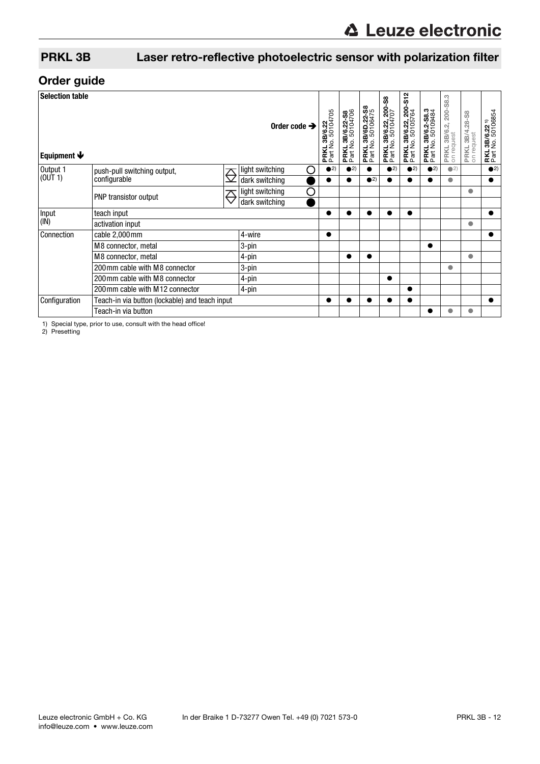## PRKL 3B Laser retro-reflective photoelectric sensor with polarization filter

## Order guide

| Selection table | | | | PRKL 3B/6.22 Part No. 50104705 | PRKL 3B/6.22-S8 Part No. 50104706 | PRKL 3B/6D.22-S8 Part No. 50106475 | PRKL 3B/6.22, 200-S8 Part No. 50104707 | PRKL 3B/6.22, 200-S12 Part No. 50105764 | PRKL 3B/6.2-S8.3 Part No. 50109484 | PRKL 3B/6.2, 200-S8.3 on request | PRKL 3B/4.28-S8 on request | RKL 3B/6.22 1) Part No. 50106854 |
|---|---|---|---|---|---|---|---|---|---|---|---|---|
| **Equipment** | | | **Order code** | | | | | | | | | |
| Output 1 (OUT 1) | push-pull switching output, configurable | | light switching | ● 2) | ● 2) | ● | ● 2) | ● 2) | ● 2) | ● 2) | | ● 2) |
| | | | dark switching | ● | ● | ● 2) | ● | ● | ● | ● | | ● |
| | PNP transistor output | | light switching | | | | | | | | ● | |
| | | | dark switching | | | | | | | | | |
| Input (IN) | teach input | | | ● | ● | ● | ● | ● | | | | ● |
| | activation input | | | | | | | | | | ● | |
| Connection | cable 2,000mm | 4-wire | | ● | | | | | | | | ● |
| | M8 connector, metal | 3-pin | | | | | | | ● | | | |
| | M8 connector, metal | 4-pin | | | ● | ● | | | | | ● | |
| | 200mm cable with M8 connector | 3-pin | | | | | | | | ● | | |
| | 200mm cable with M8 connector | 4-pin | | | | | ● | | | | | |
| | 200mm cable with M12 connector | 4-pin | | | | | | ● | | | | |
| Configuration | Teach-in via button (lockable) and teach input | | | ● | ● | ● | ● | ● | | | | ● |
| | Teach-in via button | | | | | | | | ● | ● | ● | |

1) Special type, prior to use, consult with the head office!
2) Presetting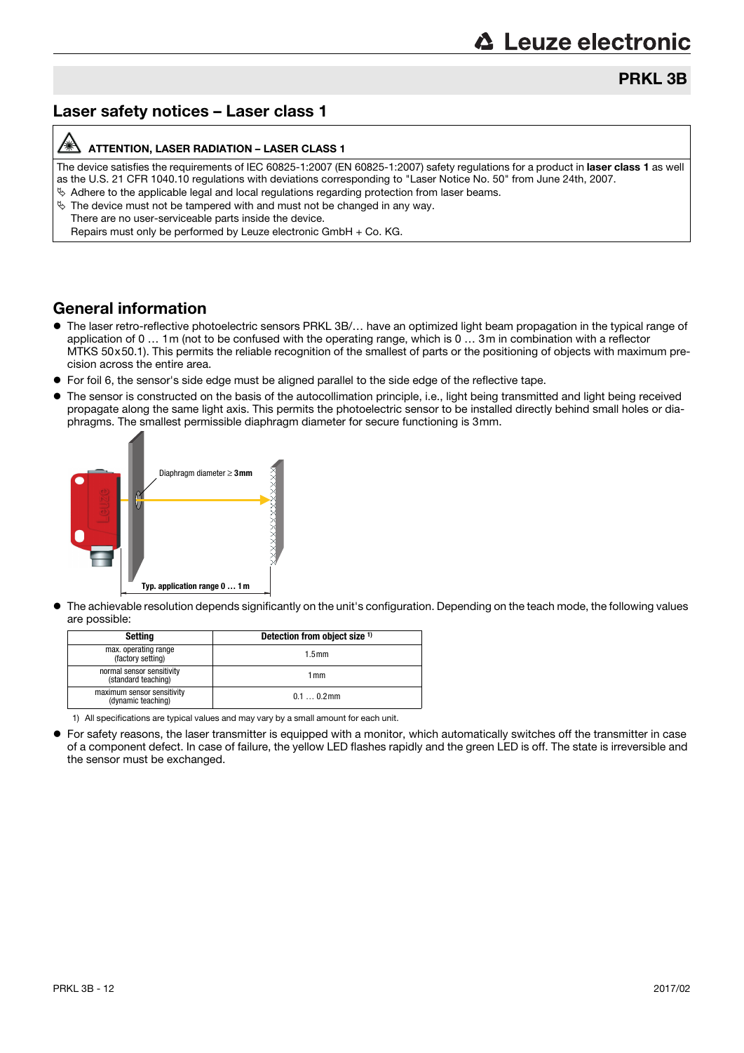## Laser safety notices – Laser class 1

**ATTENTION, LASER RADIATION – LASER CLASS 1**

The device satisfies the requirements of IEC 60825-1:2007 (EN 60825-1:2007) safety regulations for a product in **laser class 1** as well as the U.S. 21 CFR 1040.10 regulations with deviations corresponding to "Laser Notice No. 50" from June 24th, 2007.

- Adhere to the applicable legal and local regulations regarding protection from laser beams.
- The device must not be tampered with and must not be changed in any way.
  There are no user-serviceable parts inside the device.
  Repairs must only be performed by Leuze electronic GmbH + Co. KG.

## General information

- The laser retro-reflective photoelectric sensors PRKL 3B/… have an optimized light beam propagation in the typical range of application of 0 … 1m (not to be confused with the operating range, which is 0 … 3m in combination with a reflector MTKS 50x50.1). This permits the reliable recognition of the smallest of parts or the positioning of objects with maximum precision across the entire area.
- For foil 6, the sensor's side edge must be aligned parallel to the side edge of the reflective tape.
- The sensor is constructed on the basis of the autocollimation principle, i.e., light being transmitted and light being received propagate along the same light axis. This permits the photoelectric sensor to be installed directly behind small holes or diaphragms. The smallest permissible diaphragm diameter for secure functioning is 3mm.

Diaphragm diameter ≥ **3mm**

**Typ. application range 0 … 1m**

- The achievable resolution depends significantly on the unit's configuration. Depending on the teach mode, the following values are possible:

| Setting | Detection from object size [1] |
|---|---|
| max. operating range (factory setting) | 1.5mm |
| normal sensor sensitivity (standard teaching) | 1mm |
| maximum sensor sensitivity (dynamic teaching) | 0.1 … 0.2mm |

1) All specifications are typical values and may vary by a small amount for each unit.

- For safety reasons, the laser transmitter is equipped with a monitor, which automatically switches off the transmitter in case of a component defect. In case of failure, the yellow LED flashes rapidly and the green LED is off. The state is irreversible and the sensor must be exchanged.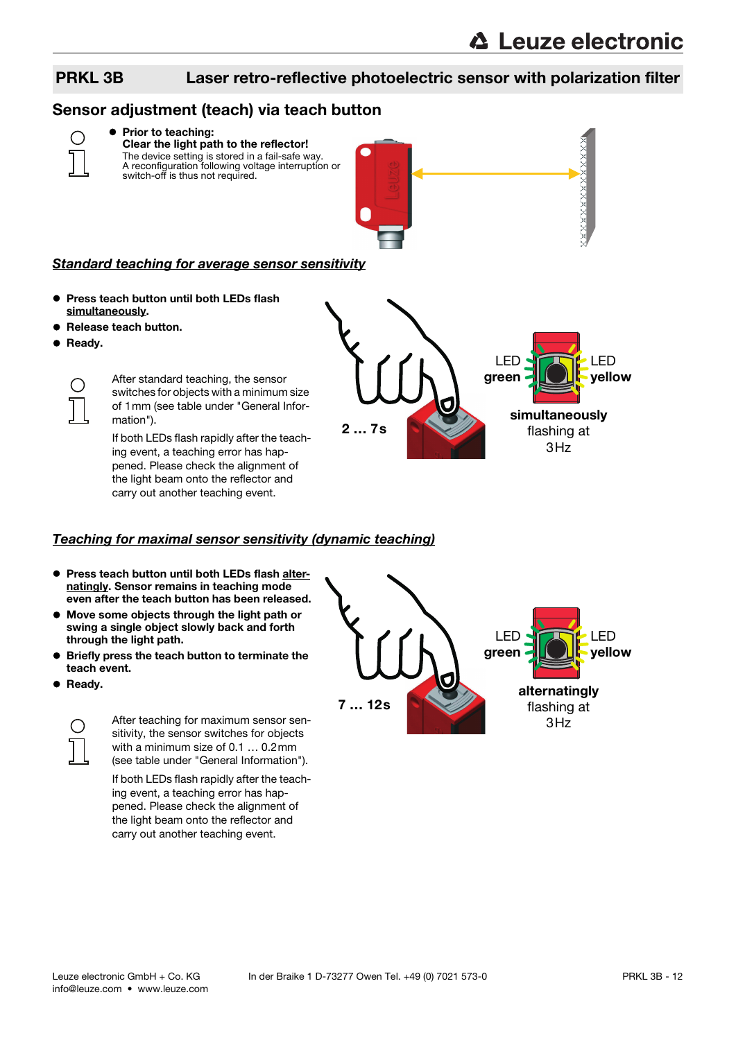# PRKL 3B — Laser retro-reflective photoelectric sensor with polarization filter

## Sensor adjustment (teach) via teach button

- **Prior to teaching:**
  **Clear the light path to the reflector!**
  The device setting is stored in a fail-safe way.
  A reconfiguration following voltage interruption or switch-off is thus not required.

### *Standard teaching for average sensor sensitivity*

- **Press teach button until both LEDs flash simultaneously.**
- **Release teach button.**
- **Ready.**

After standard teaching, the sensor switches for objects with a minimum size of 1 mm (see table under "General Information").

If both LEDs flash rapidly after the teaching event, a teaching error has happened. Please check the alignment of the light beam onto the reflector and carry out another teaching event.

2 … 7s

LED **green** LED **yellow**

**simultaneously** flashing at 3Hz

### *Teaching for maximal sensor sensitivity (dynamic teaching)*

- **Press teach button until both LEDs flash alternatingly. Sensor remains in teaching mode even after the teach button has been released.**
- **Move some objects through the light path or swing a single object slowly back and forth through the light path.**
- **Briefly press the teach button to terminate the teach event.**
- **Ready.**

After teaching for maximum sensor sensitivity, the sensor switches for objects with a minimum size of 0.1 … 0.2mm (see table under "General Information").

If both LEDs flash rapidly after the teaching event, a teaching error has happened. Please check the alignment of the light beam onto the reflector and carry out another teaching event.

7 … 12s

LED **green** LED **yellow**

**alternatingly** flashing at 3Hz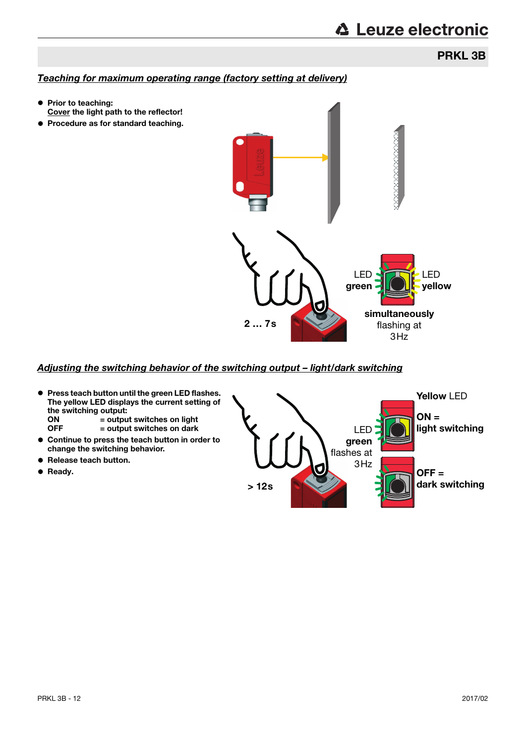## PRKL 3B

### *Teaching for maximum operating range (factory setting at delivery)*

- **Prior to teaching:** 
  **Cover the light path to the reflector!**
- **Procedure as for standard teaching.**

2 … 7s

LED **green**

LED **yellow**

**simultaneously** flashing at 3Hz

### *Adjusting the switching behavior of the switching output – light/dark switching*

- **Press teach button until the green LED flashes. The yellow LED displays the current setting of the switching output:**
  **ON = output switches on light**
  **OFF = output switches on dark**
- **Continue to press the teach button in order to change the switching behavior.**
- **Release teach button.**
- **Ready.**

> 12s

LED **green** flashes at 3Hz

**Yellow** LED

**ON = light switching**

**OFF = dark switching**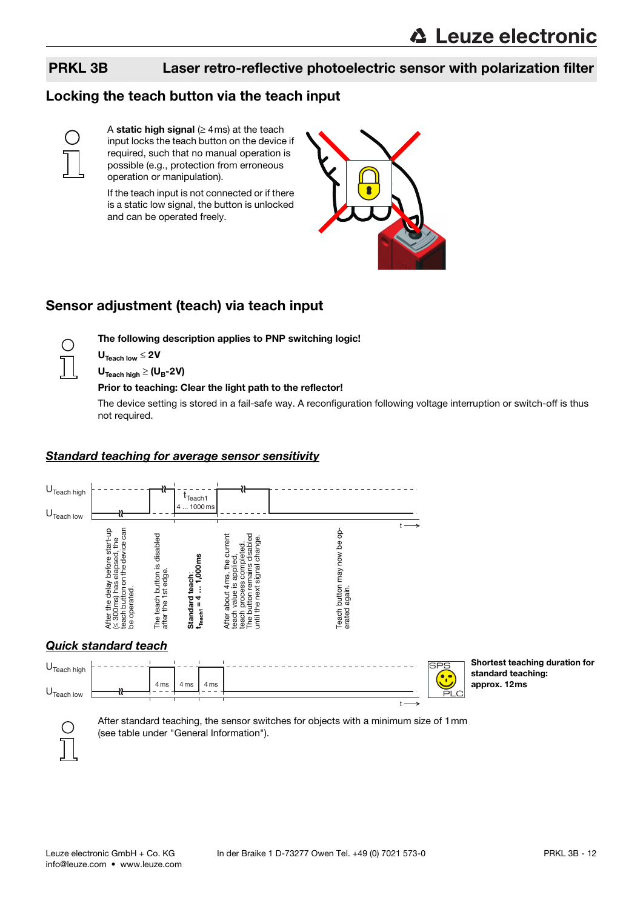## PRKL 3B — Laser retro-reflective photoelectric sensor with polarization filter

## Locking the teach button via the teach input

A **static high signal** (≥ 4ms) at the teach input locks the teach button on the device if required, such that no manual operation is possible (e.g., protection from erroneous operation or manipulation).

If the teach input is not connected or if there is a static low signal, the button is unlocked and can be operated freely.

## Sensor adjustment (teach) via teach input

**The following description applies to PNP switching logic!**

$U_{Teach\ low} \leq$ **2V**

$U_{Teach\ high} \geq$ **($U_B$-2V)**

**Prior to teaching: Clear the light path to the reflector!**

The device setting is stored in a fail-safe way. A reconfiguration following voltage interruption or switch-off is thus not required.

### *Standard teaching for average sensor sensitivity*

$U_{Teach\ high}$

$U_{Teach\ low}$

$t_{Teach1}$

4 ... 1000 ms

t

After the delay before start-up (≤ 300ms) has elapsed, the teach button on the device can be operated.

The teach button is disabled after the 1st edge.

**Standard teach:** $t_{Teach1}$ **= 4 ... 1,000ms**

After about 4ms, the current teach value is applied, teach process completed. The button remains disabled until the next signal change.

Teach button may now be operated again.

### *Quick standard teach*

$U_{Teach\ high}$

$U_{Teach\ low}$

4ms 4ms 4ms

t

SPS

PLC

**Shortest teaching duration for standard teaching: approx. 12ms**

After standard teaching, the sensor switches for objects with a minimum size of 1mm (see table under "General Information").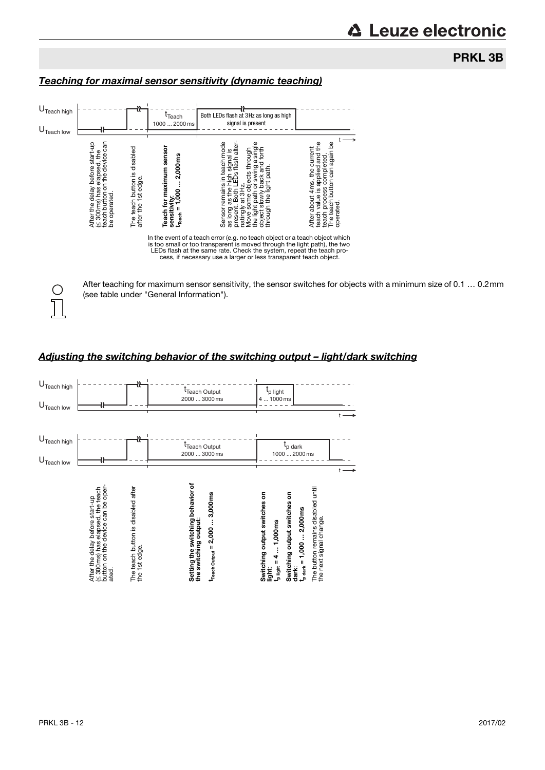## PRKL 3B

### *Teaching for maximal sensor sensitivity (dynamic teaching)*

$U_{Teach\ high}$

$U_{Teach\ low}$

$t_{Teach}$ 1000 ... 2000 ms

Both LEDs flash at 3 Hz as long as high signal is present

t

After the delay before start-up (≤ 300 ms) has elapsed, the teach button on the device can be operated.

The teach button is disabled after the 1st edge.

**Teach for maximum sensor sensitivity:**
**$t_{Teach}$ = 1,000 … 2,000 ms**

Sensor remains in teach mode as long as the high signal is present. Both LEDs flash alternatingly at 3 Hz.
Move some objects through the light path or swing a single object slowly back and forth through the light path.

After about 4 ms, the current teach value is applied and the teach process completed.
The teach button can again be operated.

In the event of a teach error (e.g. no teach object or a teach object which is too small or too transparent is moved through the light path), the two LEDs flash at the same rate. Check the system, repeat the teach process, if necessary use a larger or less transparent teach object.

After teaching for maximum sensor sensitivity, the sensor switches for objects with a minimum size of 0.1 … 0.2 mm (see table under "General Information").

### *Adjusting the switching behavior of the switching output – light/dark switching*

$U_{Teach\ high}$

$U_{Teach\ low}$

$t_{Teach\ Output}$ 2000 ... 3000 ms

$t_{p\ light}$ 4 ... 1000 ms

t

$U_{Teach\ high}$

$U_{Teach\ low}$

$t_{Teach\ Output}$ 2000 ... 3000 ms

$t_{p\ dark}$ 1000 ... 2000 ms

t

After the delay before start-up (≤ 300 ms) has elapsed, the teach button on the device can be operated.

The teach button is disabled after the 1st edge.

**Setting the switching behavior of the switching output:**

**$t_{Teach\ Output}$ = 2,000 … 3,000 ms**

**Switching output switches on light:**
**$t_{p\ light}$ = 4 … 1,000 ms**

**Switching output switches on dark:**
**$t_{p\ dark}$ = 1,000 … 2,000 ms**

The button remains disabled until the next signal change.